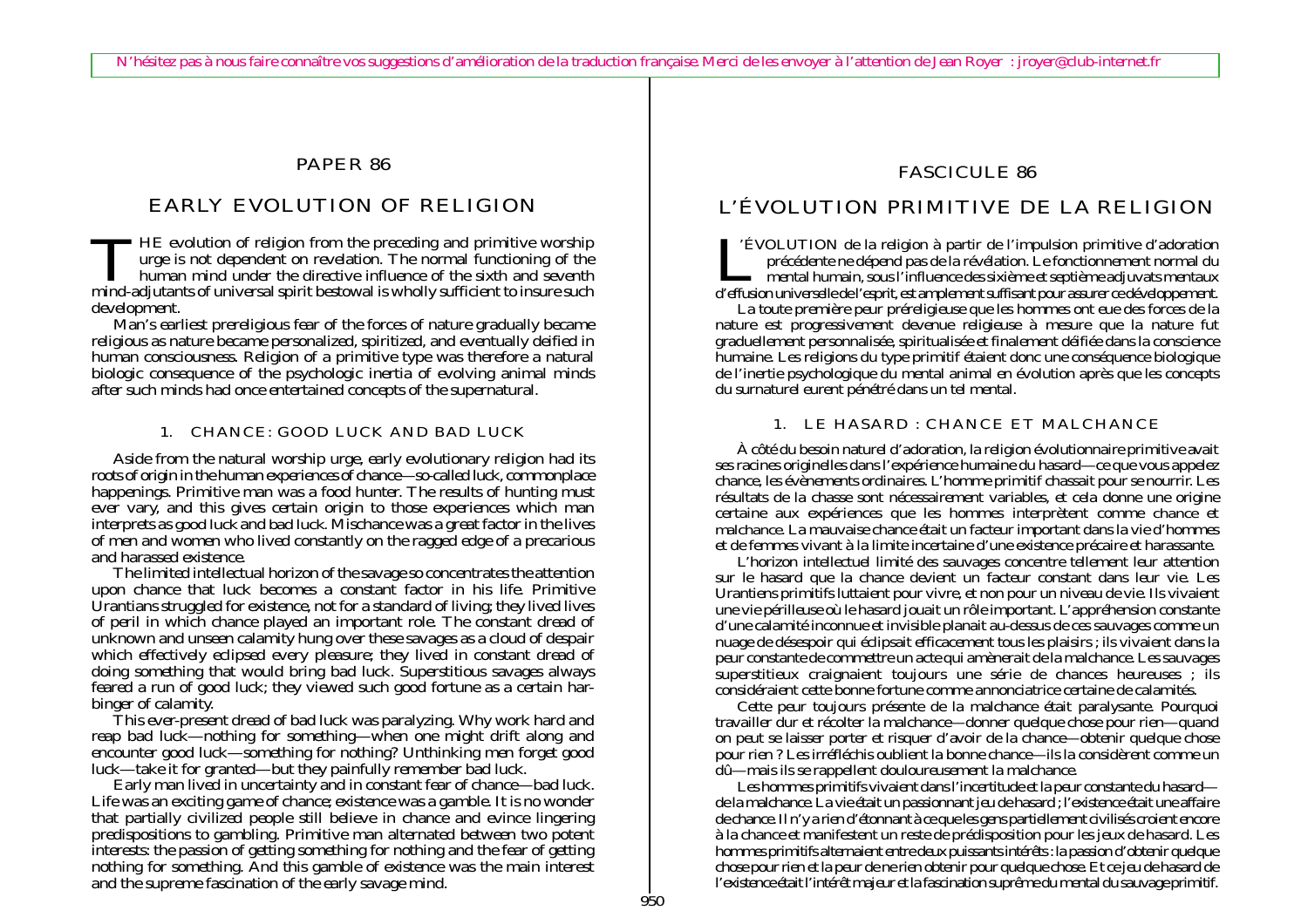N'hésitez pas à nous faire connaître vos suggestions d'amélioration de la traduction française. Merci de les envoyer à l'attention de Jean Royer : jroyer@club-internet.fr

# PAPER 86

## EARLY EVOLUTION OF RELIGION

THE evolution of religion from the preceding and primitive worship urge is not dependent on revelation. The normal functioning of the human mind under the directive influence of the sixth and seventh mind-adjutants of universal spirit bestowal is wholly sufficient to insure such development.

Man's earliest prereligious fear of the forces of nature gradually became religious as nature became personalized, spiritized, and eventually deified in human consciousness. Religion of a primitive type was therefore a natural biologic consequence of the psychologic inertia of evolving animal minds after such minds had once entertained concepts of the supernatural.

### 1. CHANCE: GOOD LUCK AND BAD LUCK

Aside from the natural worship urge, early evolutionary religion had its roots of origin in the human experiences of chance—so-called luck, commonplace happenings. Primitive man was a food hunter. The results of hunting must ever vary, and this gives certain origin to those experiences which man interprets as good luck and bad luck. Mischance was a great factor in the lives of men and women who lived constantly on the ragged edge of a precarious and harassed existence.

The limited intellectual horizon of the savage so concentrates the attention upon chance that luck becomes a constant factor in his life. Primitive Urantians struggled for existence, not for a standard of living; they lived lives of peril in which chance played an important role. The constant dread of unknown and unseen calamity hung over these savages as a cloud of despair which effectively eclipsed every pleasure; they lived in constant dread of doing something that would bring bad luck. Superstitious savages always feared a run of good luck; they viewed such good fortune as a certain harbinger of calamity.

This ever-present dread of bad luck was paralyzing. Why work hard and reap bad luck—nothing for something—when one might drift along and encounter good luck—something for nothing? Unthinking men forget good luck—take it for granted—but they painfully remember bad luck.

Early man lived in uncertainty and in constant fear of chance—bad luck. Life was an exciting game of chance; existence was a gamble. It is no wonder that partially civilized people still believe in chance and evince lingering predispositions to gambling. Primitive man alternated between two potent interests: the passion of getting something for nothing and the fear of getting nothing for something. And this gamble of existence was the main interest and the supreme fascination of the early savage mind.

# FASCICULE 86

## L'ÉVOLUTION PRIMITIVE DE LA RELIGION

L'ÉVOLUTION de la religion à partir de l'impulsion primitive d'adoration précédente ne dépend pas de la révélation. Le fonctionnement normal du mental humain, sous l'influence des sixième et septième adjuvats mentaux d'effusion universelle de l'esprit, est amplement suffisant pour assurer ce développement.

La toute première peur préreligieuse que les hommes ont eue des forces de la nature est progressivement devenue religieuse à mesure que la nature fut graduellement personnalisée, spiritualisée et finalement déifiée dans la conscience humaine. Les religions du type primitif étaient donc une conséquence biologique de l'inertie psychologique du mental animal en évolution après que les concepts du surnaturel eurent pénétré dans un tel mental.

### 1. LE HASARD : CHANCE ET MALCHANCE

À côté du besoin naturel d'adoration, la religion évolutionnaire primitive avait ses racines originelles dans l'expérience humaine du hasard—ce que vous appelez chance, les évènements ordinaires. L'homme primitif chassait pour se nourrir. Les résultats de la chasse sont nécessairement variables, et cela donne une origine certaine aux expériences que les hommes interprètent comme chance et malchance. La mauvaise chance était un facteur important dans la vie d'hommes et de femmes vivant à la limite incertaine d'une existence précaire et harassante.

L'horizon intellectuel limité des sauvages concentre tellement leur attention sur le hasard que la chance devient un facteur constant dans leur vie. Les Urantiens primitifs luttaient pour vivre, et non pour un niveau de vie. Ils vivaient une vie périlleuse où le hasard jouait un rôle important. L'appréhension constante d'une calamité inconnue et invisible planait au-dessus de ces sauvages comme un nuage de désespoir qui éclipsait efficacement tous les plaisirs ; ils vivaient dans la peur constante de commettre un acte qui amènerait de la malchance. Les sauvages superstitieux craignaient toujours une série de chances heureuses ; ils considéraient cette bonne fortune comme annonciatrice certaine de calamités.

Cette peur toujours présente de la malchance était paralysante. Pourquoi travailler dur et récolter la malchance—donner quelque chose pour rien—quand on peut se laisser porter et risquer d'avoir de la chance—obtenir quelque chose pour rien ? Les irréfléchis oublient la bonne chance—ils la considèrent comme un dû—mais ils se rappellent douloureusement la malchance.

Les hommes primitifs vivaient dans l'incertitude et la peur constante du hasard—de la malchance. La vie était un passionnant jeu de hasard ; l'existence était une affaire de chance. Il n'y a rien d'étonnant à ce que les gens partiellement civilisés croient encore à la chance et manifestent un reste de prédisposition pour les jeux de hasard. Les hommes primitifs alternaient entre deux puissants intérêts : la passion d'obtenir quelque chose pour rien et la peur de ne rien obtenir pour quelque chose. Et ce jeu de hasard de l'existence était l'intérêt majeur et la fascination suprême du mental du sauvage primitif.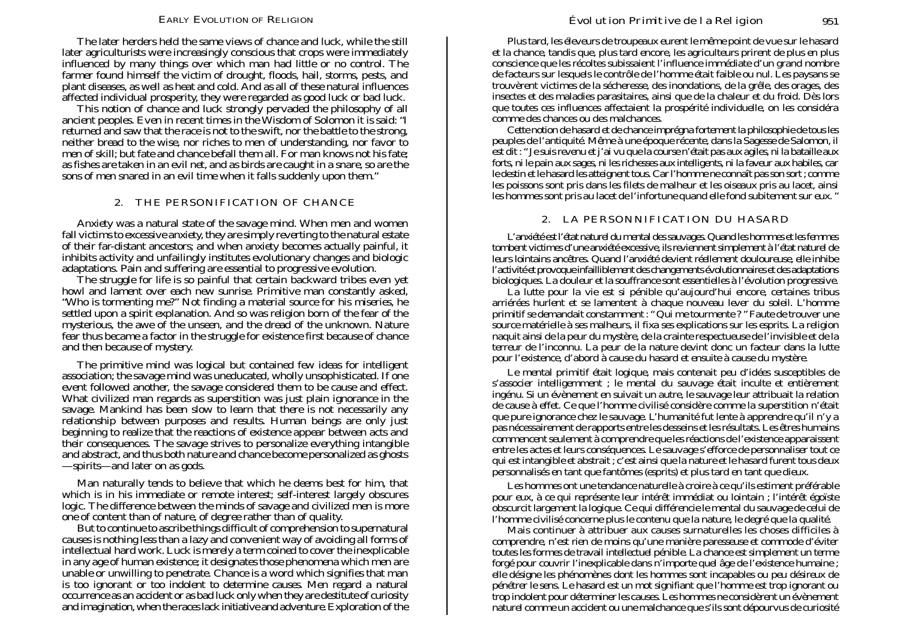The later herders held the same views of chance and luck, while the still later agriculturists were increasingly conscious that crops were immediately influenced by many things over which man had little or no control. The farmer found himself the victim of drought, floods, hail, storms, pests, and plant diseases, as well as heat and cold. And as all of these natural influences affected individual prosperity, they were regarded as good luck or bad luck.

This notion of chance and luck strongly pervaded the philosophy of all ancient peoples. Even in recent times in the Wisdom of Solomon it is said: "I returned and saw that the race is not to the swift, nor the battle to the strong, neither bread to the wise, nor riches to men of understanding, nor favor to men of skill; but fate and chance befall them all. For man knows not his fate; as fishes are taken in an evil net, and as birds are caught in a snare, so are the sons of men snared in an evil time when it falls suddenly upon them."

## 2. THE PERSONIFICATION OF CHANCE

Anxiety was a natural state of the savage mind. When men and women fall victims to excessive anxiety, they are simply reverting to the natural estate of their far-distant ancestors; and when anxiety becomes actually painful, it inhibits activity and unfailingly institutes evolutionary changes and biologic adaptations. Pain and suffering are essential to progressive evolution.

The struggle for life is so painful that certain backward tribes even yet howl and lament over each new sunrise. Primitive man constantly asked, "Who is tormenting me?" Not finding a material source for his miseries, he settled upon a spirit explanation. And so was religion born of the fear of the mysterious, the awe of the unseen, and the dread of the unknown. Nature fear thus became a factor in the struggle for existence first because of chance and then because of mystery.

The primitive mind was logical but contained few ideas for intelligent association; the savage mind was uneducated, wholly unsophisticated. If one event followed another, the savage considered them to be cause and effect. What civilized man regards as superstition was just plain ignorance in the savage. Mankind has been slow to learn that there is not necessarily any relationship between purposes and results. Human beings are only just beginning to realize that the reactions of existence appear between acts and their consequences. The savage strives to personalize everything intangible and abstract, and thus both nature and chance become personalized as ghosts—spirits—and later on as gods.

Man naturally tends to believe that which he deems best for him, that which is in his immediate or remote interest; self-interest largely obscures logic. The difference between the minds of savage and civilized men is more one of content than of nature, of degree rather than of quality.

But to continue to ascribe things difficult of comprehension to supernatural causes is nothing less than a lazy and convenient way of avoiding all forms of intellectual hard work. Luck is merely a term coined to cover the inexplicable in any age of human existence; it designates those phenomena which men are unable or unwilling to penetrate. Chance is a word which signifies that man is too ignorant or too indolent to determine causes. Men regard a natural occurrence as an accident or as bad luck only when they are destitute of curiosity and imagination, when the races lack initiative and adventure. Exploration of the

Plus tard, les éleveurs de troupeaux eurent le même point de vue sur le hasard et la chance, tandis que, plus tard encore, les agriculteurs prirent de plus en plus conscience que les récoltes subissaient l'influence immédiate d'un grand nombre de facteurs sur lesquels le contrôle de l'homme était faible ou nul. Les paysans se trouvèrent victimes de la sécheresse, des inondations, de la grêle, des orages, des insectes et des maladies parasitaires, ainsi que de la chaleur et du froid. Dès lors que toutes ces influences affectaient la prospérité individuelle, on les considéra comme des chances ou des malchances.

Cette notion de hasard et de chance imprégna fortement la philosophie de tous les peuples de l'antiquité. Même à une époque récente, dans la Sagesse de Salomon, il est dit : "Je suis revenu et j'ai vu que la course n'était pas aux agiles, ni la bataille aux forts, ni le pain aux sages, ni les richesses aux intelligents, ni la faveur aux habiles, car le destin et le hasard les atteignent tous. Car l'homme ne connaît pas son sort ; comme les poissons sont pris dans les filets de malheur et les oiseaux pris au lacet, ainsi les hommes sont pris au lacet de l'infortune quand elle fond subitement sur eux."

## 2. LA PERSONNIFICATION DU HASARD

L'anxiété est l'état naturel du mental des sauvages. Quand les hommes et les femmes tombent victimes d'une anxiété excessive, ils reviennent simplement à l'état naturel de leurs lointains ancêtres. Quand l'anxiété devient réellement douloureuse, elle inhibe l'activité et provoque infailliblement des changements évolutionnaires et des adaptations biologiques. La douleur et la souffrance sont essentielles à l'évolution progressive.

La lutte pour la vie est si pénible qu'aujourd'hui encore, certaines tribus arriérées hurlent et se lamentent à chaque nouveau lever du soleil. L'homme primitif se demandait constamment : "Qui me tourmente ?" Faute de trouver une source matérielle à ses malheurs, il fixa ses explications sur les esprits. La religion naquit ainsi de la peur du mystère, de la crainte respectueuse de l'invisible et de la terreur de l'inconnu. La peur de la nature devint donc un facteur dans la lutte pour l'existence, d'abord à cause du hasard et ensuite à cause du mystère.

Le mental primitif était logique, mais contenait peu d'idées susceptibles de s'associer intelligemment ; le mental du sauvage était inculte et entièrement ingénu. Si un évènement en suivait un autre, le sauvage leur attribuait la relation de cause à effet. Ce que l'homme civilisé considère comme la superstition n'était que pure ignorance chez le sauvage. L'humanité fut lente à apprendre qu'il n'y a pas nécessairement de rapports entre les desseins et les résultats. Les êtres humains commencent seulement à comprendre que les réactions de l'existence apparaissent entre les actes et leurs conséquences. Le sauvage s'efforce de personnaliser tout ce qui est intangible et abstrait ; c'est ainsi que la nature et le hasard furent tous deux personnalisés en tant que fantômes (esprits) et plus tard en tant que dieux.

Les hommes ont une tendance naturelle à croire à ce qu'ils estiment préférable pour eux, à ce qui représente leur intérêt immédiat ou lointain ; l'intérêt égoïste obscurcit largement la logique. Ce qui différencie le mental du sauvage de celui de l'homme civilisé concerne plus le contenu que la nature, le degré que la qualité.

Mais continuer à attribuer aux causes surnaturelles les choses difficiles à comprendre, n'est rien de moins qu'une manière paresseuse et commode d'éviter toutes les formes de travail intellectuel pénible. La chance est simplement un terme forgé pour couvrir l'inexplicable dans n'importe quel âge de l'existence humaine ; elle désigne les phénomènes dont les hommes sont incapables ou peu désireux de pénétrer le sens. Le hasard est un mot signifiant que l'homme est trop ignorant ou trop indolent pour déterminer les causes. Les hommes ne considèrent un évènement naturel comme un accident ou une malchance que s'ils sont dépourvus de curiosité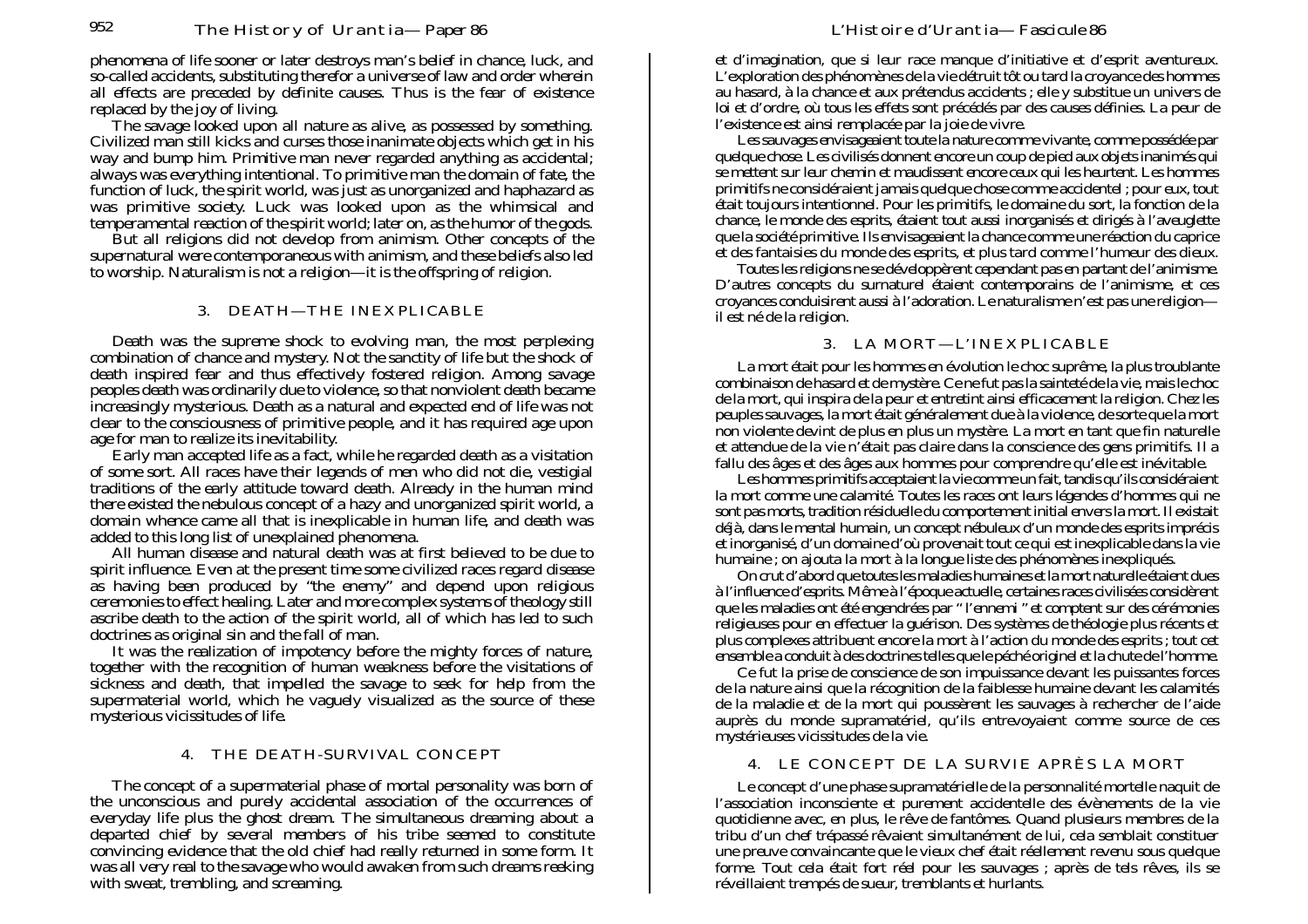phenomena of life sooner or later destroys man's belief in chance, luck, and so-called accidents, substituting therefor a universe of law and order wherein all effects are preceded by definite causes. Thus is the fear of existence replaced by the joy of living.

The savage looked upon all nature as alive, as possessed by something. Civilized man still kicks and curses those inanimate objects which get in his way and bump him. Primitive man never regarded anything as accidental; always was everything intentional. To primitive man the domain of fate, the function of luck, the spirit world, was just as unorganized and haphazard as was primitive society. Luck was looked upon as the whimsical and temperamental reaction of the spirit world; later on, as the humor of the gods.

But all religions did not develop from animism. Other concepts of the supernatural were contemporaneous with animism, and these beliefs also led to worship. Naturalism is not a religion—it is the offspring of religion.

## 3. DEATH—THE INEXPLICABLE

Death was the supreme shock to evolving man, the most perplexing combination of chance and mystery. Not the sanctity of life but the shock of death inspired fear and thus effectively fostered religion. Among savage peoples death was ordinarily due to violence, so that nonviolent death became increasingly mysterious. Death as a natural and expected end of life was not clear to the consciousness of primitive people, and it has required age upon age for man to realize its inevitability.

Early man accepted life as a fact, while he regarded death as a visitation of some sort. All races have their legends of men who did not die, vestigial traditions of the early attitude toward death. Already in the human mind there existed the nebulous concept of a hazy and unorganized spirit world, a domain whence came all that is inexplicable in human life, and death was added to this long list of unexplained phenomena.

All human disease and natural death was at first believed to be due to spirit influence. Even at the present time some civilized races regard disease as having been produced by "the enemy" and depend upon religious ceremonies to effect healing. Later and more complex systems of theology still ascribe death to the action of the spirit world, all of which has led to such doctrines as original sin and the fall of man.

It was the realization of impotency before the mighty forces of nature, together with the recognition of human weakness before the visitations of sickness and death, that impelled the savage to seek for help from the supermaterial world, which he vaguely visualized as the source of these mysterious vicissitudes of life.

## 4. THE DEATH-SURVIVAL CONCEPT

The concept of a supermaterial phase of mortal personality was born of the unconscious and purely accidental association of the occurrences of everyday life plus the ghost dream. The simultaneous dreaming about a departed chief by several members of his tribe seemed to constitute convincing evidence that the old chief had really returned in some form. It was all very real to the savage who would awaken from such dreams reeking with sweat, trembling, and screaming.

---

et d'imagination, que si leur race manque d'initiative et d'esprit aventureux. L'exploration des phénomènes de la vie détruit tôt ou tard la croyance des hommes au hasard, à la chance et aux prétendus accidents ; elle y substitue un univers de loi et d'ordre, où tous les effets sont précédés par des causes définies. La peur de l'existence est ainsi remplacée par la joie de vivre.

Les sauvages envisageaient toute la nature comme vivante, comme possédée par quelque chose. Les civilisés donnent encore un coup de pied aux objets inanimés qui se mettent sur leur chemin et maudissent encore ceux qui les heurtent. Les hommes primitifs ne considéraient jamais quelque chose comme accidentel ; pour eux, tout était toujours intentionnel. Pour les primitifs, le domaine du sort, la fonction de la chance, le monde des esprits, étaient tout aussi inorganisés et dirigés à l'aveuglette que la société primitive. Ils envisageaient la chance comme une réaction du caprice et des fantaisies du monde des esprits, et plus tard comme l'humeur des dieux.

Toutes les religions ne se développèrent cependant pas en partant de l'animisme. D'autres concepts du surnaturel étaient contemporains de l'animisme, et ces croyances conduisirent aussi à l'adoration. Le naturalisme n'est pas une religion—il est né de la religion.

## 3. LA MORT—L'INEXPLICABLE

La mort était pour les hommes en évolution le choc suprême, la plus troublante combinaison de hasard et de mystère. Ce ne fut pas la sainteté de la vie, mais le choc de la mort, qui inspira de la peur et entretint ainsi efficacement la religion. Chez les peuples sauvages, la mort était généralement due à la violence, de sorte que la mort non violente devint de plus en plus un mystère. La mort en tant que fin naturelle et attendue de la vie n'était pas claire dans la conscience des gens primitifs. Il a fallu des âges et des âges aux hommes pour comprendre qu'elle est inévitable.

Les hommes primitifs acceptaient la vie comme un fait, tandis qu'ils considéraient la mort comme une calamité. Toutes les races ont leurs légendes d'hommes qui ne sont pas morts, tradition résiduelle du comportement initial envers la mort. Il existait déjà, dans le mental humain, un concept nébuleux d'un monde des esprits imprécis et inorganisé, d'un domaine d'où provenait tout ce qui est inexplicable dans la vie humaine ; on ajouta la mort à la longue liste des phénomènes inexpliqués.

On crut d'abord que toutes les maladies humaines et la mort naturelle étaient dues à l'influence d'esprits. Même à l'époque actuelle, certaines races civilisées considèrent que les maladies ont été engendrées par « l'ennemi » et comptent sur des cérémonies religieuses pour en effectuer la guérison. Des systèmes de théologie plus récents et plus complexes attribuent encore la mort à l'action du monde des esprits ; tout cet ensemble a conduit à des doctrines telles que le péché originel et la chute de l'homme.

Ce fut la prise de conscience de son impuissance devant les puissantes forces de la nature ainsi que la récognition de la faiblesse humaine devant les calamités de la maladie et de la mort qui poussèrent les sauvages à rechercher de l'aide auprès du monde supramatériel, qu'ils entrevoyaient comme source de ces mystérieuses vicissitudes de la vie.

## 4. LE CONCEPT DE LA SURVIE APRÈS LA MORT

Le concept d'une phase supramatérielle de la personnalité mortelle naquit de l'association inconsciente et purement accidentelle des évènements de la vie quotidienne avec, en plus, le rêve de fantômes. Quand plusieurs membres de la tribu d'un chef trépassé rêvaient simultanément de lui, cela semblait constituer une preuve convaincante que le vieux chef était réellement revenu sous quelque forme. Tout cela était fort réel pour les sauvages ; après de tels rêves, ils se réveillaient trempés de sueur, tremblants et hurlants.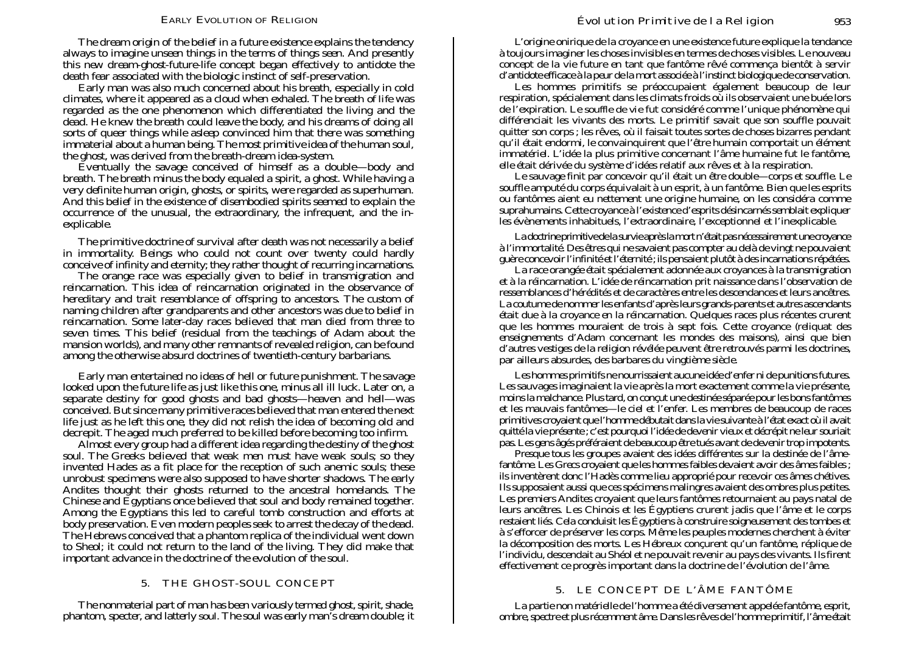The dream origin of the belief in a future existence explains the tendency always to imagine unseen things in the terms of things seen. And presently this new dream-ghost-future-life concept began effectively to antidote the death fear associated with the biologic instinct of self-preservation.

Early man was also much concerned about his breath, especially in cold climates, where it appeared as a cloud when exhaled. The breath of life was regarded as the one phenomenon which differentiated the living and the dead. He knew the breath could leave the body, and his dreams of doing all sorts of queer things while asleep convinced him that there was something immaterial about a human being. The most primitive idea of the human soul, the ghost, was derived from the breath-dream idea-system.

Eventually the savage conceived of himself as a double—body and breath. The breath minus the body equaled a spirit, a ghost. While having a very definite human origin, ghosts, or spirits, were regarded as superhuman. And this belief in the existence of disembodied spirits seemed to explain the occurrence of the unusual, the extraordinary, the infrequent, and the inexplicable.

The primitive doctrine of survival after death was not necessarily a belief in immortality. Beings who could not count over twenty could hardly conceive of infinity and eternity; they rather thought of recurring incarnations.

The orange race was especially given to belief in transmigration and reincarnation. This idea of reincarnation originated in the observance of hereditary and trait resemblance of offspring to ancestors. The custom of naming children after grandparents and other ancestors was due to belief in reincarnation. Some later-day races believed that man died from three to seven times. This belief (residual from the teachings of Adam about the mansion worlds), and many other remnants of revealed religion, can be found among the otherwise absurd doctrines of twentieth-century barbarians.

Early man entertained no ideas of hell or future punishment. The savage looked upon the future life as just like this one, minus all ill luck. Later on, a separate destiny for good ghosts and bad ghosts—heaven and hell—was conceived. But since many primitive races believed that man entered the next life just as he left this one, they did not relish the idea of becoming old and decrepit. The aged much preferred to be killed before becoming too infirm.

Almost every group had a different idea regarding the destiny of the ghost soul. The Greeks believed that weak men must have weak souls; so they invented Hades as a fit place for the reception of such anemic souls; these unrobust specimens were also supposed to have shorter shadows. The early Andites thought their ghosts returned to the ancestral homelands. The Chinese and Egyptians once believed that soul and body remained together. Among the Egyptians this led to careful tomb construction and efforts at body preservation. Even modern peoples seek to arrest the decay of the dead. The Hebrews conceived that a phantom replica of the individual went down to Sheol; it could not return to the land of the living. They did make that important advance in the doctrine of the evolution of the soul.

## 5. THE GHOST-SOUL CONCEPT

The nonmaterial part of man has been variously termed ghost, spirit, shade, phantom, specter, and latterly soul. The soul was early man's dream double; it

L'origine onirique de la croyance en une existence future explique la tendance à toujours imaginer les choses invisibles en termes de choses visibles. Le nouveau concept de la vie future en tant que fantôme rêvé commença bientôt à servir d'antidote efficace à la peur de la mort associée à l'instinct biologique de conservation.

Les hommes primitifs se préoccupaient également beaucoup de leur respiration, spécialement dans les climats froids où ils observaient une buée lors de l'expiration. Le souffle de vie fut considéré comme l'unique phénomène qui différenciait les vivants des morts. Le primitif savait que son souffle pouvait quitter son corps ; les rêves, où il faisait toutes sortes de choses bizarres pendant qu'il était endormi, le convainquirent que l'être humain comportait un élément immatériel. L'idée la plus primitive concernant l'âme humaine fut le fantôme, elle était dérivée du système d'idées relatif aux rêves et à la respiration.

Le sauvage finit par concevoir qu'il était un être double—corps et souffle. Le souffle amputé du corps équivalait à un esprit, à un fantôme. Bien que les esprits ou fantômes aient eu nettement une origine humaine, on les considéra comme suprahumains. Cette croyance à l'existence d'esprits désincarnés semblait expliquer les évènements inhabituels, l'extraordinaire, l'exceptionnel et l'inexplicable.

La doctrine primitive de la survie après la mort n'était pas nécessairement une croyance à l'immortalité. Des êtres qui ne savaient pas compter au delà de vingt ne pouvaient guère concevoir l'infinité et l'éternité ; ils pensaient plutôt à des incarnations répétées.

La race orangée était spécialement adonnée aux croyances à la transmigration et à la réincarnation. L'idée de réincarnation prit naissance dans l'observation de ressemblances d'hérédités et de caractères entre les descendances et leurs ancêtres. La coutume de nommer les enfants d'après leurs grands-parents et autres ascendants était due à la croyance en la réincarnation. Quelques races plus récentes crurent que les hommes mouraient de trois à sept fois. Cette croyance (reliquat des enseignements d'Adam concernant les mondes des maisons), ainsi que bien d'autres vestiges de la religion révélée peuvent être retrouvés parmi les doctrines, par ailleurs absurdes, des barbares du vingtième siècle.

Les hommes primitifs ne nourrissaient aucune idée d'enfer ni de punitions futures. Les sauvages imaginaient la vie après la mort exactement comme la vie présente, moins la malchance. Plus tard, on conçut une destinée séparée pour les bons fantômes et les mauvais fantômes—le ciel et l'enfer. Les membres de beaucoup de races primitives croyaient que l'homme débutait dans la vie suivante à l'état exact où il avait quitté la vie présente ; c'est pourquoi l'idée de devenir vieux et décrépit ne leur souriait pas. Les gens âgés préféraient de beaucoup être tués avant de devenir trop impotents.

Presque tous les groupes avaient des idées différentes sur la destinée de l'âme-fantôme. Les Grecs croyaient que les hommes faibles devaient avoir des âmes faibles ; ils inventèrent donc l'Hadès comme lieu approprié pour recevoir ces âmes chétives. Ils supposaient aussi que ces spécimens malingres avaient des ombres plus petites. Les premiers Andites croyaient que leurs fantômes retournaient au pays natal de leurs ancêtres. Les Chinois et les Égyptiens crurent jadis que l'âme et le corps restaient liés. Cela conduisit les Égyptiens à construire soigneusement des tombes et à s'efforcer de préserver les corps. Même les peuples modernes cherchent à éviter la décomposition des morts. Les Hébreux conçurent qu'un fantôme, réplique de l'individu, descendait au Shéol et ne pouvait revenir au pays des vivants. Ils firent effectivement ce progrès important dans la doctrine de l'évolution de l'âme.

## 5. LE CONCEPT DE L'ÂME FANTÔME

La partie non matérielle de l'homme a été diversement appelée fantôme, esprit, ombre, spectre et plus récemment âme. Dans les rêves de l'homme primitif, l'âme était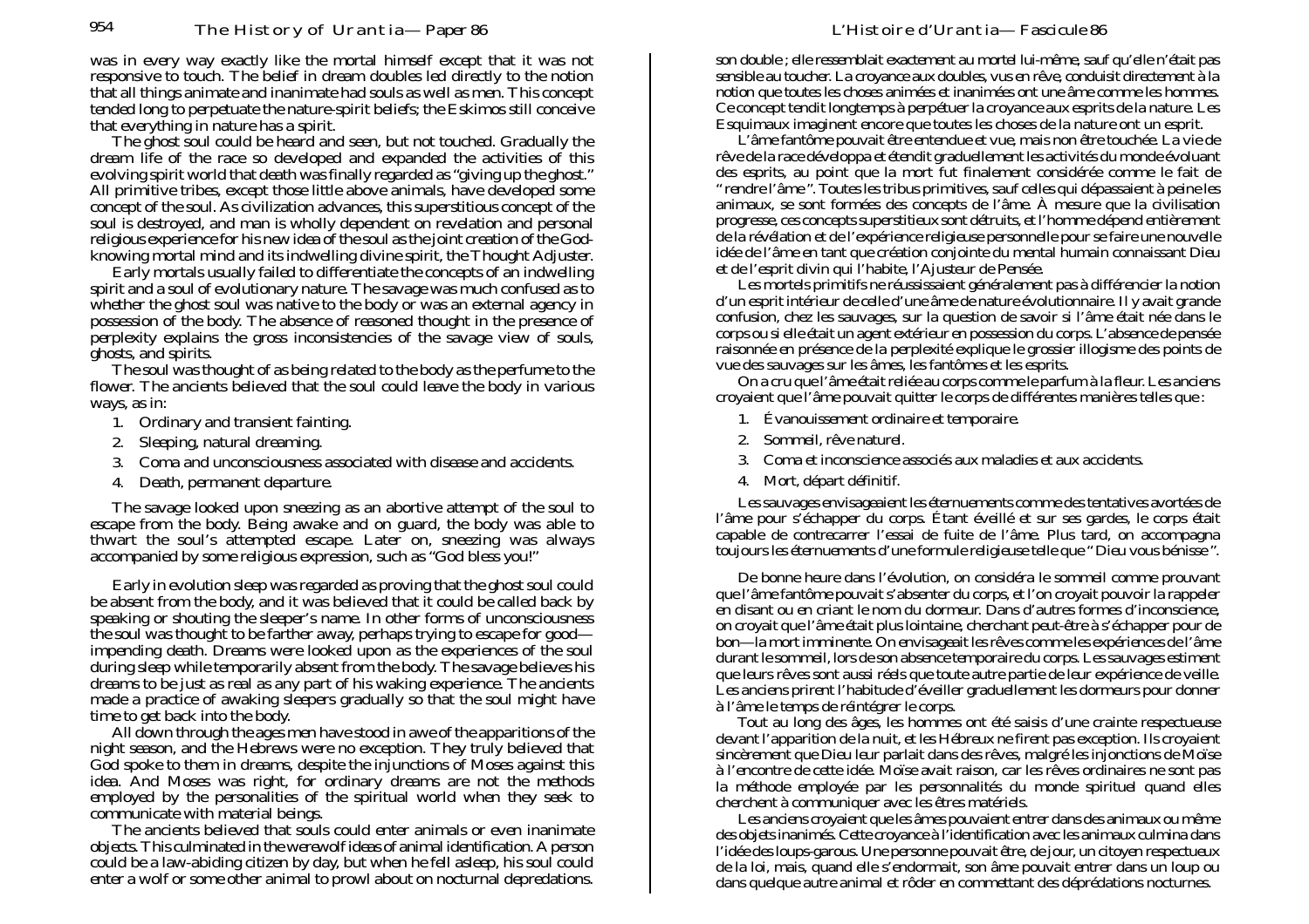was in every way exactly like the mortal himself except that it was not responsive to touch. The belief in dream doubles led directly to the notion that all things animate and inanimate had souls as well as men. This concept tended long to perpetuate the nature-spirit beliefs; the Eskimos still conceive that everything in nature has a spirit.

The ghost soul could be heard and seen, but not touched. Gradually the dream life of the race so developed and expanded the activities of this evolving spirit world that death was finally regarded as "giving up the ghost." All primitive tribes, except those little above animals, have developed some concept of the soul. As civilization advances, this superstitious concept of the soul is destroyed, and man is wholly dependent on revelation and personal religious experience for his new idea of the soul as the joint creation of the God-knowing mortal mind and its indwelling divine spirit, the Thought Adjuster.

Early mortals usually failed to differentiate the concepts of an indwelling spirit and a soul of evolutionary nature. The savage was much confused as to whether the ghost soul was native to the body or was an external agency in possession of the body. The absence of reasoned thought in the presence of perplexity explains the gross inconsistencies of the savage view of souls, ghosts, and spirits.

The soul was thought of as being related to the body as the perfume to the flower. The ancients believed that the soul could leave the body in various ways, as in:

1. Ordinary and transient fainting.
2. Sleeping, natural dreaming.
3. Coma and unconsciousness associated with disease and accidents.
4. Death, permanent departure.

The savage looked upon sneezing as an abortive attempt of the soul to escape from the body. Being awake and on guard, the body was able to thwart the soul's attempted escape. Later on, sneezing was always accompanied by some religious expression, such as "God bless you!"

Early in evolution sleep was regarded as proving that the ghost soul could be absent from the body, and it was believed that it could be called back by speaking or shouting the sleeper's name. In other forms of unconsciousness the soul was thought to be farther away, perhaps trying to escape for good—impending death. Dreams were looked upon as the experiences of the soul during sleep while temporarily absent from the body. The savage believes his dreams to be just as real as any part of his waking experience. The ancients made a practice of awaking sleepers gradually so that the soul might have time to get back into the body.

All down through the ages men have stood in awe of the apparitions of the night season, and the Hebrews were no exception. They truly believed that God spoke to them in dreams, despite the injunctions of Moses against this idea. And Moses was right, for ordinary dreams are not the methods employed by the personalities of the spiritual world when they seek to communicate with material beings.

The ancients believed that souls could enter animals or even inanimate objects. This culminated in the werewolf ideas of animal identification. A person could be a law-abiding citizen by day, but when he fell asleep, his soul could enter a wolf or some other animal to prowl about on nocturnal depredations.

son double ; elle ressemblait exactement au mortel lui-même, sauf qu'elle n'était pas sensible au toucher. La croyance aux doubles, vus en rêve, conduisit directement à la notion que toutes les choses animées et inanimées ont une âme comme les hommes. Ce concept tendit longtemps à perpétuer la croyance aux esprits de la nature. Les Esquimaux imaginent encore que toutes les choses de la nature ont un esprit.

L'âme fantôme pouvait être entendue et vue, mais non être touchée. La vie de rêve de la race développa et étendit graduellement les activités du monde évoluant des esprits, au point que la mort fut finalement considérée comme le fait de "rendre l'âme". Toutes les tribus primitives, sauf celles qui dépassaient à peine les animaux, se sont formées des concepts de l'âme. À mesure que la civilisation progresse, ces concepts superstitieux sont détruits, et l'homme dépend entièrement de la révélation et de l'expérience religieuse personnelle pour se faire une nouvelle idée de l'âme en tant que création conjointe du mental humain connaissant Dieu et de l'esprit divin qui l'habite, l'Ajusteur de Pensée.

Les mortels primitifs ne réussissaient généralement pas à différencier la notion d'un esprit intérieur de celle d'une âme de nature évolutionnaire. Il y avait grande confusion, chez les sauvages, sur la question de savoir si l'âme était née dans le corps ou si elle était un agent extérieur en possession du corps. L'absence de pensée raisonnée en présence de la perplexité explique le grossier illogisme des points de vue des sauvages sur les âmes, les fantômes et les esprits.

On a cru que l'âme était reliée au corps comme le parfum à la fleur. Les anciens croyaient que l'âme pouvait quitter le corps de différentes manières telles que :

1. Évanouissement ordinaire et temporaire.
2. Sommeil, rêve naturel.
3. Coma et inconscience associés aux maladies et aux accidents.
4. Mort, départ définitif.

Les sauvages envisageaient les éternuements comme des tentatives avortées de l'âme pour s'échapper du corps. Étant éveillé et sur ses gardes, le corps était capable de contrecarrer l'essai de fuite de l'âme. Plus tard, on accompagna toujours les éternuements d'une formule religieuse telle que "Dieu vous bénisse".

De bonne heure dans l'évolution, on considéra le sommeil comme prouvant que l'âme fantôme pouvait s'absenter du corps, et l'on croyait pouvoir la rappeler en disant ou en criant le nom du dormeur. Dans d'autres formes d'inconscience, on croyait que l'âme était plus lointaine, cherchant peut-être à s'échapper pour de bon—la mort imminente. On envisageait les rêves comme les expériences de l'âme durant le sommeil, lors de son absence temporaire du corps. Les sauvages estiment que leurs rêves sont aussi réels que toute autre partie de leur expérience de veille. Les anciens prirent l'habitude d'éveiller graduellement les dormeurs pour donner à l'âme le temps de réintégrer le corps.

Tout au long des âges, les hommes ont été saisis d'une crainte respectueuse devant l'apparition de la nuit, et les Hébreux ne firent pas exception. Ils croyaient sincèrement que Dieu leur parlait dans des rêves, malgré les injonctions de Moïse à l'encontre de cette idée. Moïse avait raison, car les rêves ordinaires ne sont pas la méthode employée par les personnalités du monde spirituel quand elles cherchent à communiquer avec les êtres matériels.

Les anciens croyaient que les âmes pouvaient entrer dans des animaux ou même des objets inanimés. Cette croyance à l'identification avec les animaux culmina dans l'idée des loups-garous. Une personne pouvait être, de jour, un citoyen respectueux de la loi, mais, quand elle s'endormait, son âme pouvait entrer dans un loup ou dans quelque autre animal et rôder en commettant des déprédations nocturnes.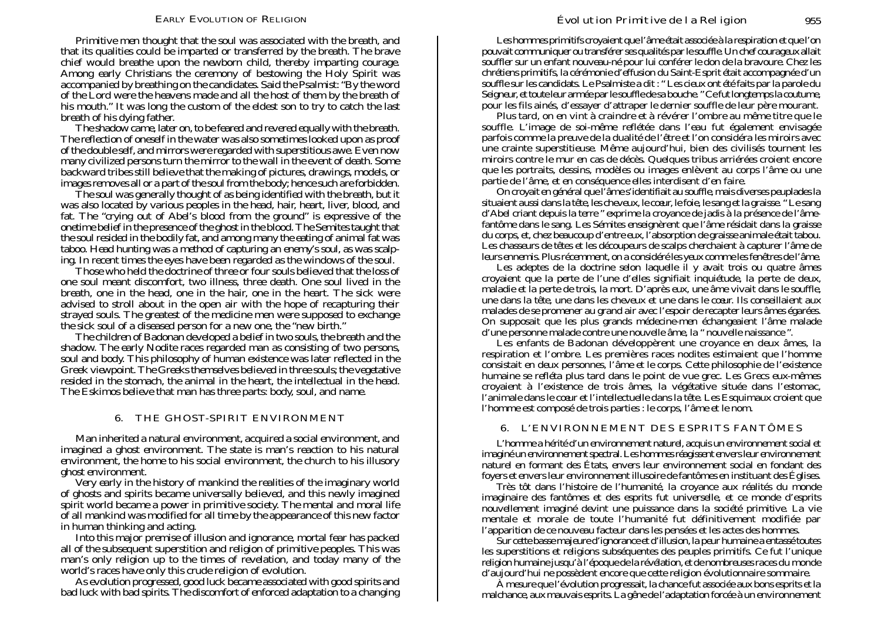Primitive men thought that the soul was associated with the breath, and that its qualities could be imparted or transferred by the breath. The brave chief would breathe upon the newborn child, thereby imparting courage. Among early Christians the ceremony of bestowing the Holy Spirit was accompanied by breathing on the candidates. Said the Psalmist: "By the word of the Lord were the heavens made and all the host of them by the breath of his mouth." It was long the custom of the eldest son to try to catch the last breath of his dying father.

The shadow came, later on, to be feared and revered equally with the breath. The reflection of oneself in the water was also sometimes looked upon as proof of the double self, and mirrors were regarded with superstitious awe. Even now many civilized persons turn the mirror to the wall in the event of death. Some backward tribes still believe that the making of pictures, drawings, models, or images removes all or a part of the soul from the body; hence such are forbidden.

The soul was generally thought of as being identified with the breath, but it was also located by various peoples in the head, hair, heart, liver, blood, and fat. The "crying out of Abel's blood from the ground" is expressive of the onetime belief in the presence of the ghost in the blood. The Semites taught that the soul resided in the bodily fat, and among many the eating of animal fat was taboo. Head hunting was a method of capturing an enemy's soul, as was scalping. In recent times the eyes have been regarded as the windows of the soul.

Those who held the doctrine of three or four souls believed that the loss of one soul meant discomfort, two illness, three death. One soul lived in the breath, one in the head, one in the hair, one in the heart. The sick were advised to stroll about in the open air with the hope of recapturing their strayed souls. The greatest of the medicine men were supposed to exchange the sick soul of a diseased person for a new one, the "new birth."

The children of Badonan developed a belief in two souls, the breath and the shadow. The early Nodite races regarded man as consisting of two persons, soul and body. This philosophy of human existence was later reflected in the Greek viewpoint. The Greeks themselves believed in three souls; the vegetative resided in the stomach, the animal in the heart, the intellectual in the head. The Eskimos believe that man has three parts: body, soul, and name.

## 6. THE GHOST-SPIRIT ENVIRONMENT

Man inherited a natural environment, acquired a social environment, and imagined a ghost environment. The state is man's reaction to his natural environment, the home to his social environment, the church to his illusory ghost environment.

Very early in the history of mankind the realities of the imaginary world of ghosts and spirits became universally believed, and this newly imagined spirit world became a power in primitive society. The mental and moral life of all mankind was modified for all time by the appearance of this new factor in human thinking and acting.

Into this major premise of illusion and ignorance, mortal fear has packed all of the subsequent superstition and religion of primitive peoples. This was man's only religion up to the times of revelation, and today many of the world's races have only this crude religion of evolution.

As evolution progressed, good luck became associated with good spirits and bad luck with bad spirits. The discomfort of enforced adaptation to a changing

---

Les hommes primitifs croyaient que l'âme était associée à la respiration et que l'on pouvait communiquer ou transférer ses qualités par le souffle. Un chef courageux allait souffler sur un enfant nouveau-né pour lui conférer le don de la bravoure. Chez les chrétiens primitifs, la cérémonie d'effusion du Saint-Esprit était accompagnée d'un souffle sur les candidats. Le Psalmiste a dit : " Les cieux ont été faits par la parole du Seigneur, et toute leur armée par le souffle de sa bouche. " Ce fut longtemps la coutume, pour les fils ainés, d'essayer d'attraper le dernier souffle de leur père mourant.

Plus tard, on en vint à craindre et à révérer l'ombre au même titre que le souffle. L'image de soi-même reflétée dans l'eau fut également envisagée parfois comme la preuve de la dualité de l'être et l'on considéra les miroirs avec une crainte superstitieuse. Même aujourd'hui, bien des civilisés tournent les miroirs contre le mur en cas de décès. Quelques tribus arriérées croient encore que les portraits, dessins, modèles ou images enlèvent au corps l'âme ou une partie de l'âme, et en conséquence elles interdisent d'en faire.

On croyait en général que l'âme s'identifiait au souffle, mais diverses peuplades la situaient aussi dans la tête, les cheveux, le coeur, le foie, le sang et la graisse. " Le sang d'Abel criant depuis la terre " exprime la croyance de jadis à la présence de l'âme-fantôme dans le sang. Les Sémites enseignèrent que l'âme résidait dans la graisse du corps, et, chez beaucoup d'entre eux, l'absorption de graisse animale était tabou. Les chasseurs de têtes et les découpeurs de scalps cherchaient à capturer l'âme de leurs ennemis. Plus récemment, on a considéré les yeux comme les fenêtres de l'âme.

Les adeptes de la doctrine selon laquelle il y avait trois ou quatre âmes croyaient que la perte de l'une d'elles signifiait inquiétude, la perte de deux, maladie et la perte de trois, la mort. D'après eux, une âme vivait dans le souffle, une dans la tête, une dans les cheveux et une dans le coeur. Ils conseillaient aux malades de se promener au grand air avec l'espoir de recapter leurs âmes égarées. On supposait que les plus grands médecine-men échangeaient l'âme malade d'une personne malade contre une nouvelle âme, la " nouvelle naissance ".

Les enfants de Badonan développèrent une croyance en deux âmes, la respiration et l'ombre. Les premières races nodites estimaient que l'homme consistait en deux personnes, l'âme et le corps. Cette philosophie de l'existence humaine se refléta plus tard dans le point de vue grec. Les Grecs eux-mêmes croyaient à l'existence de trois âmes, la végétative située dans l'estomac, l'animale dans le coeur et l'intellectuelle dans la tête. Les Esquimaux croient que l'homme est composé de trois parties : le corps, l'âme et le nom.

## 6. L'ENVIRONNEMENT DES ESPRITS FANTÔMES

L'homme a hérité d'un environnement naturel, acquis un environnement social et imaginé un environnement spectral. Les hommes réagissent envers leur environnement naturel en formant des États, envers leur environnement social en fondant des foyers et envers leur environnement illusoire de fantômes en instituant des Églises.

Très tôt dans l'histoire de l'humanité, la croyance aux réalités du monde imaginaire des fantômes et des esprits fut universelle, et ce monde d'esprits nouvellement imaginé devint une puissance dans la société primitive. La vie mentale et morale de toute l'humanité fut définitivement modifiée par l'apparition de ce nouveau facteur dans les pensées et les actes des hommes.

Sur cette basse majeure d'ignorance et d'illusion, la peur humaine a entassé toutes les superstitions et religions subséquentes des peuples primitifs. Ce fut l'unique religion humaine jusqu'à l'époque de la révélation, et de nombreuses races du monde d'aujourd'hui ne possèdent encore que cette religion évolutionnaire sommaire.

À mesure que l'évolution progressait, la chance fut associée aux bons esprits et la malchance, aux mauvais esprits. La gêne de l'adaptation forcée à un environnement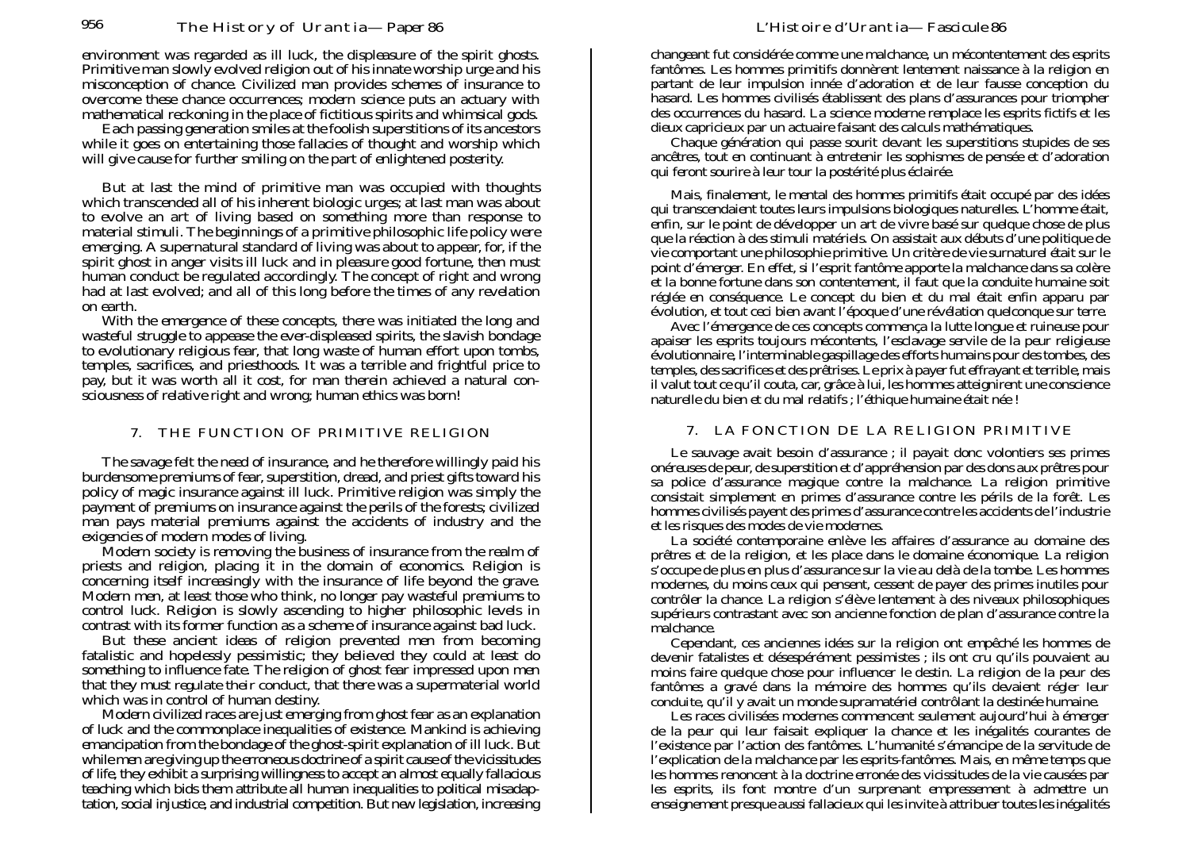environment was regarded as ill luck, the displeasure of the spirit ghosts. Primitive man slowly evolved religion out of his innate worship urge and his misconception of chance. Civilized man provides schemes of insurance to overcome these chance occurrences; modern science puts an actuary with mathematical reckoning in the place of fictitious spirits and whimsical gods.

Each passing generation smiles at the foolish superstitions of its ancestors while it goes on entertaining those fallacies of thought and worship which will give cause for further smiling on the part of enlightened posterity.

But at last the mind of primitive man was occupied with thoughts which transcended all of his inherent biologic urges; at last man was about to evolve an art of living based on something more than response to material stimuli. The beginnings of a primitive philosophic life policy were emerging. A supernatural standard of living was about to appear, for, if the spirit ghost in anger visits ill luck and in pleasure good fortune, then must human conduct be regulated accordingly. The concept of right and wrong had at last evolved; and all of this long before the times of any revelation on earth.

With the emergence of these concepts, there was initiated the long and wasteful struggle to appease the ever-displeased spirits, the slavish bondage to evolutionary religious fear, that long waste of human effort upon tombs, temples, sacrifices, and priesthoods. It was a terrible and frightful price to pay, but it was worth all it cost, for man therein achieved a natural consciousness of relative right and wrong; human ethics was born!

## 7. THE FUNCTION OF PRIMITIVE RELIGION

The savage felt the need of insurance, and he therefore willingly paid his burdensome premiums of fear, superstition, dread, and priest gifts toward his policy of magic insurance against ill luck. Primitive religion was simply the payment of premiums on insurance against the perils of the forests; civilized man pays material premiums against the accidents of industry and the exigencies of modern modes of living.

Modern society is removing the business of insurance from the realm of priests and religion, placing it in the domain of economics. Religion is concerning itself increasingly with the insurance of life beyond the grave. Modern men, at least those who think, no longer pay wasteful premiums to control luck. Religion is slowly ascending to higher philosophic levels in contrast with its former function as a scheme of insurance against bad luck.

But these ancient ideas of religion prevented men from becoming fatalistic and hopelessly pessimistic; they believed they could at least do something to influence fate. The religion of ghost fear impressed upon men that they must regulate their conduct, that there was a supermaterial world which was in control of human destiny.

Modern civilized races are just emerging from ghost fear as an explanation of luck and the commonplace inequalities of existence. Mankind is achieving emancipation from the bondage of the ghost-spirit explanation of ill luck. But while men are giving up the erroneous doctrine of a spirit cause of the vicissitudes of life, they exhibit a surprising willingness to accept an almost equally fallacious teaching which bids them attribute all human inequalities to political misadaptation, social injustice, and industrial competition. But new legislation, increasing

changeant fut considérée comme une malchance, un mécontentement des esprits fantômes. Les hommes primitifs donnèrent lentement naissance à la religion en partant de leur impulsion innée d'adoration et de leur fausse conception du hasard. Les hommes civilisés établissent des plans d'assurances pour triompher des occurrences du hasard. La science moderne remplace les esprits fictifs et les dieux capricieux par un actuaire faisant des calculs mathématiques.

Chaque génération qui passe sourit devant les superstitions stupides de ses ancêtres, tout en continuant à entretenir les sophismes de pensée et d'adoration qui feront sourire à leur tour la postérité plus éclairée.

Mais, finalement, le mental des hommes primitifs était occupé par des idées qui transcendaient toutes leurs impulsions biologiques naturelles. L'homme était, enfin, sur le point de développer un art de vivre basé sur quelque chose de plus que la réaction à des stimuli matériels. On assistait aux débuts d'une politique de vie comportant une philosophie primitive. Un critère de vie surnaturel était sur le point d'émerger. En effet, si l'esprit fantôme apporte la malchance dans sa colère et la bonne fortune dans son contentement, il faut que la conduite humaine soit réglée en conséquence. Le concept du bien et du mal était enfin apparu par évolution, et tout ceci bien avant l'époque d'une révélation quelconque sur terre.

Avec l'émergence de ces concepts commença la lutte longue et ruineuse pour apaiser les esprits toujours mécontents, l'esclavage servile de la peur religieuse évolutionnaire, l'interminable gaspillage des efforts humains pour des tombes, des temples, des sacrifices et des prêtrises. Le prix à payer fut effrayant et terrible, mais il valut tout ce qu'il couta, car, grâce à lui, les hommes atteignirent une conscience naturelle du bien et du mal relatifs ; l'éthique humaine était née !

## 7. LA FONCTION DE LA RELIGION PRIMITIVE

Le sauvage avait besoin d'assurance ; il payait donc volontiers ses primes onéreuses de peur, de superstition et d'appréhension par des dons aux prêtres pour sa police d'assurance magique contre la malchance. La religion primitive consistait simplement en primes d'assurance contre les périls de la forêt. Les hommes civilisés payent des primes d'assurance contre les accidents de l'industrie et les risques des modes de vie modernes.

La société contemporaine enlève les affaires d'assurance au domaine des prêtres et de la religion, et les place dans le domaine économique. La religion s'occupe de plus en plus d'assurance sur la vie au delà de la tombe. Les hommes modernes, du moins ceux qui pensent, cessent de payer des primes inutiles pour contrôler la chance. La religion s'élève lentement à des niveaux philosophiques supérieurs contrastant avec son ancienne fonction de plan d'assurance contre la malchance.

Cependant, ces anciennes idées sur la religion ont empêché les hommes de devenir fatalistes et désespérément pessimistes ; ils ont cru qu'ils pouvaient au moins faire quelque chose pour influencer le destin. La religion de la peur des fantômes a gravé dans la mémoire des hommes qu'ils devaient régler leur conduite, qu'il y avait un monde supramatériel contrôlant la destinée humaine.

Les races civilisées modernes commencent seulement aujourd'hui à émerger de la peur qui leur faisait expliquer la chance et les inégalités courantes de l'existence par l'action des fantômes. L'humanité s'émancipe de la servitude de l'explication de la malchance par les esprits-fantômes. Mais, en même temps que les hommes renoncent à la doctrine erronée des vicissitudes de la vie causées par les esprits, ils font montre d'un surprenant empressement à admettre un enseignement presque aussi fallacieux qui les invite à attribuer toutes les inégalités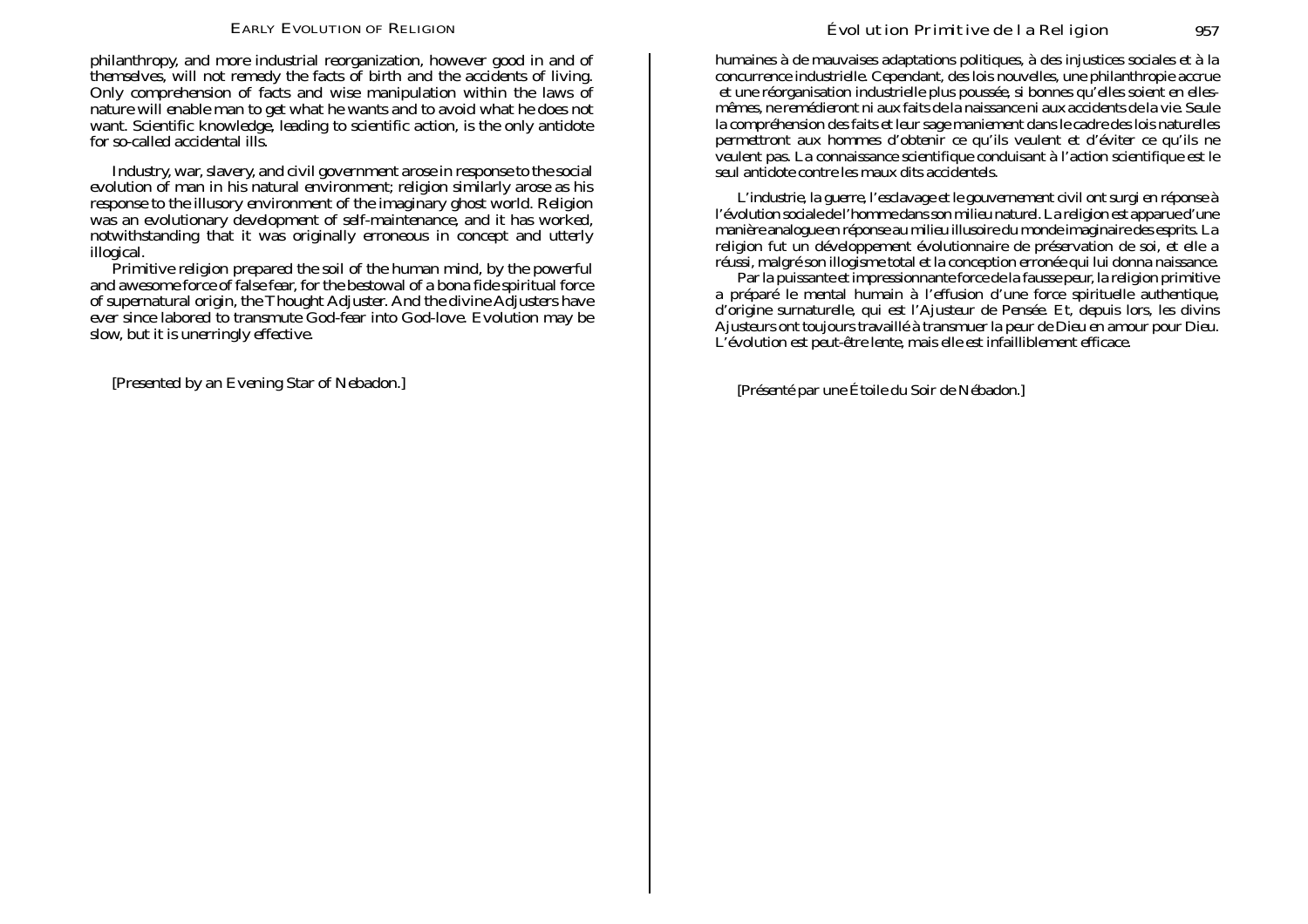philanthropy, and more industrial reorganization, however good in and of themselves, will not remedy the facts of birth and the accidents of living. Only comprehension of facts and wise manipulation within the laws of nature will enable man to get what he wants and to avoid what he does not want. Scientific knowledge, leading to scientific action, is the only antidote for so-called accidental ills.

Industry, war, slavery, and civil government arose in response to the social evolution of man in his natural environment; religion similarly arose as his response to the illusory environment of the imaginary ghost world. Religion was an evolutionary development of self-maintenance, and it has worked, notwithstanding that it was originally erroneous in concept and utterly illogical.

Primitive religion prepared the soil of the human mind, by the powerful and awesome force of false fear, for the bestowal of a bona fide spiritual force of supernatural origin, the Thought Adjuster. And the divine Adjusters have ever since labored to transmute God-fear into God-love. Evolution may be slow, but it is unerringly effective.

[Presented by an Evening Star of Nebadon.]

humaines à de mauvaises adaptations politiques, à des injustices sociales et à la concurrence industrielle. Cependant, des lois nouvelles, une philanthropie accrue et une réorganisation industrielle plus poussée, si bonnes qu'elles soient en elles-mêmes, ne remédieront ni aux faits de la naissance ni aux accidents de la vie. Seule la compréhension des faits et leur sage maniement dans le cadre des lois naturelles permettront aux hommes d'obtenir ce qu'ils veulent et d'éviter ce qu'ils ne veulent pas. La connaissance scientifique conduisant à l'action scientifique est le seul antidote contre les maux dits accidentels.

L'industrie, la guerre, l'esclavage et le gouvernement civil ont surgi en réponse à l'évolution sociale de l'homme dans son milieu naturel. La religion est apparue d'une manière analogue en réponse au milieu illusoire du monde imaginaire des esprits. La religion fut un développement évolutionnaire de préservation de soi, et elle a réussi, malgré son illogisme total et la conception erronée qui lui donna naissance.

Par la puissante et impressionnante force de la fausse peur, la religion primitive a préparé le mental humain à l'effusion d'une force spirituelle authentique, d'origine surnaturelle, qui est l'Ajusteur de Pensée. Et, depuis lors, les divins Ajusteurs ont toujours travaillé à transmuer la peur de Dieu en amour pour Dieu. L'évolution est peut-être lente, mais elle est infailliblement efficace.

[Présenté par une Étoile du Soir de Nébadon.]